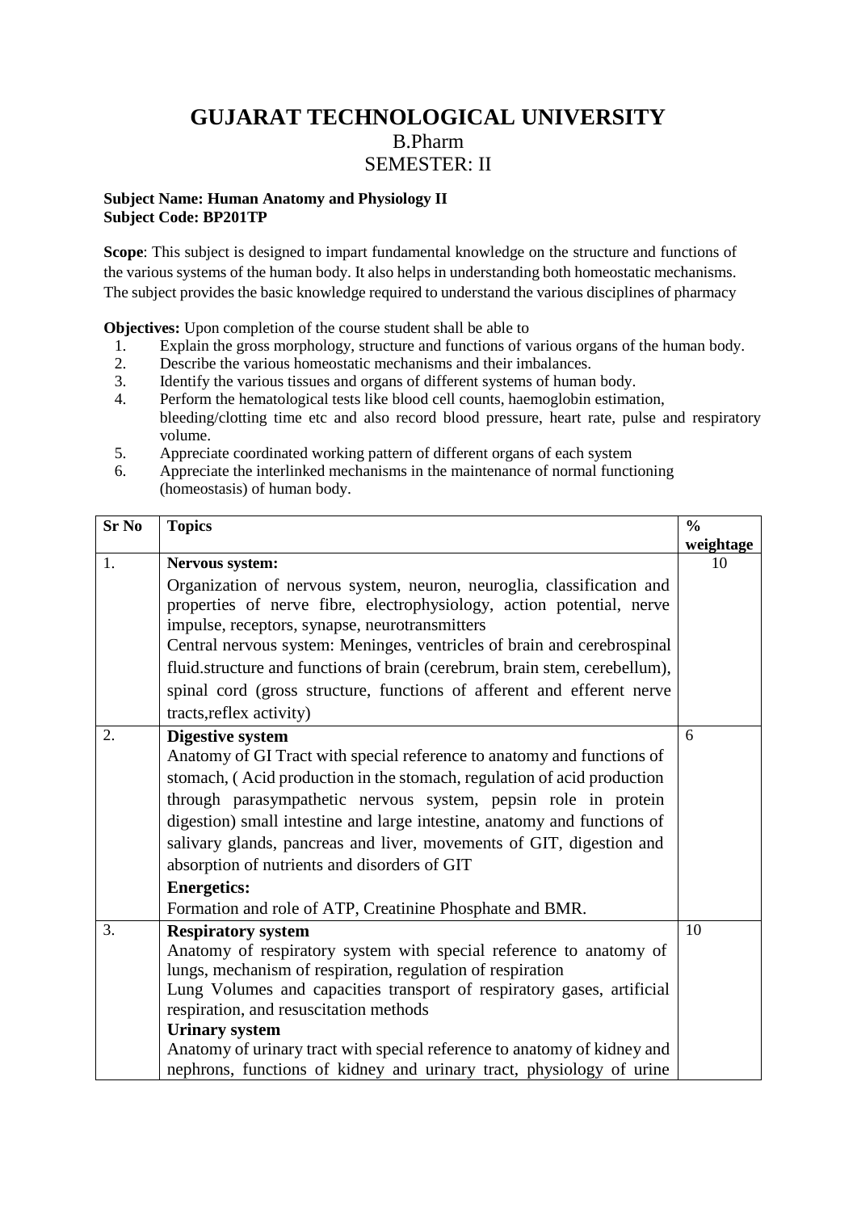# GUJARAT TECHNOLOGICAL UNIVERSITY

B.Pharm

SEMESTER: II

**Subject Name: Human Anatomy and Physiology II**
**Subject Code: BP201TP**

**Scope**: This subject is designed to impart fundamental knowledge on the structure and functions of the various systems of the human body. It also helps in understanding both homeostatic mechanisms. The subject provides the basic knowledge required to understand the various disciplines of pharmacy

**Objectives:** Upon completion of the course student shall be able to

1. Explain the gross morphology, structure and functions of various organs of the human body.
2. Describe the various homeostatic mechanisms and their imbalances.
3. Identify the various tissues and organs of different systems of human body.
4. Perform the hematological tests like blood cell counts, haemoglobin estimation, bleeding/clotting time etc and also record blood pressure, heart rate, pulse and respiratory volume.
5. Appreciate coordinated working pattern of different organs of each system
6. Appreciate the interlinked mechanisms in the maintenance of normal functioning (homeostasis) of human body.

| Sr No | Topics | % weightage |
|---|---|---|
| 1. | **Nervous system:**<br>Organization of nervous system, neuron, neuroglia, classification and properties of nerve fibre, electrophysiology, action potential, nerve impulse, receptors, synapse, neurotransmitters<br>Central nervous system: Meninges, ventricles of brain and cerebrospinal fluid.structure and functions of brain (cerebrum, brain stem, cerebellum), spinal cord (gross structure, functions of afferent and efferent nerve tracts,reflex activity) | 10 |
| 2. | **Digestive system**<br>Anatomy of GI Tract with special reference to anatomy and functions of stomach, ( Acid production in the stomach, regulation of acid production through parasympathetic nervous system, pepsin role in protein digestion) small intestine and large intestine, anatomy and functions of salivary glands, pancreas and liver, movements of GIT, digestion and absorption of nutrients and disorders of GIT<br>**Energetics:**<br>Formation and role of ATP, Creatinine Phosphate and BMR. | 6 |
| 3. | **Respiratory system**<br>Anatomy of respiratory system with special reference to anatomy of lungs, mechanism of respiration, regulation of respiration<br>Lung Volumes and capacities transport of respiratory gases, artificial respiration, and resuscitation methods<br>**Urinary system**<br>Anatomy of urinary tract with special reference to anatomy of kidney and nephrons, functions of kidney and urinary tract, physiology of urine | 10 |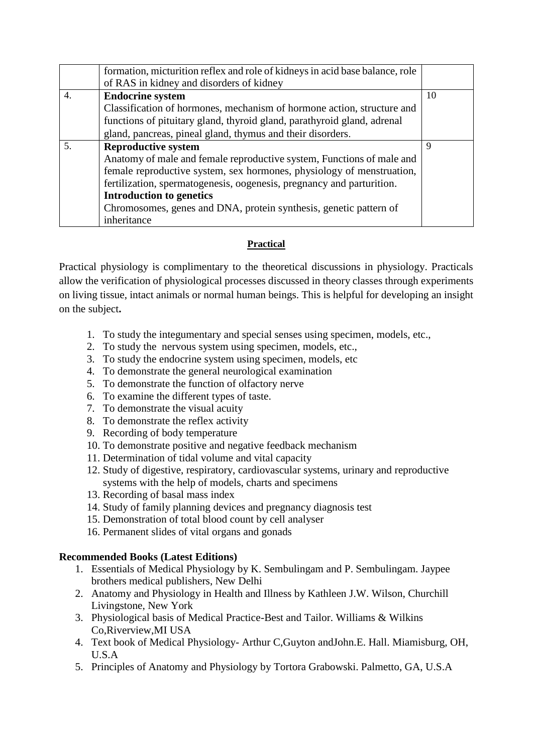| | | |
|---|---|---|
| | formation, micturition reflex and role of kidneys in acid base balance, role of RAS in kidney and disorders of kidney | |
| 4. | **Endocrine system**<br>Classification of hormones, mechanism of hormone action, structure and functions of pituitary gland, thyroid gland, parathyroid gland, adrenal gland, pancreas, pineal gland, thymus and their disorders. | 10 |
| 5. | **Reproductive system**<br>Anatomy of male and female reproductive system, Functions of male and female reproductive system, sex hormones, physiology of menstruation, fertilization, spermatogenesis, oogenesis, pregnancy and parturition.<br>**Introduction to genetics**<br>Chromosomes, genes and DNA, protein synthesis, genetic pattern of inheritance | 9 |

## Practical

Practical physiology is complimentary to the theoretical discussions in physiology. Practicals allow the verification of physiological processes discussed in theory classes through experiments on living tissue, intact animals or normal human beings. This is helpful for developing an insight on the subject**.**

1. To study the integumentary and special senses using specimen, models, etc.,
2. To study the nervous system using specimen, models, etc.,
3. To study the endocrine system using specimen, models, etc
4. To demonstrate the general neurological examination
5. To demonstrate the function of olfactory nerve
6. To examine the different types of taste.
7. To demonstrate the visual acuity
8. To demonstrate the reflex activity
9. Recording of body temperature
10. To demonstrate positive and negative feedback mechanism
11. Determination of tidal volume and vital capacity
12. Study of digestive, respiratory, cardiovascular systems, urinary and reproductive systems with the help of models, charts and specimens
13. Recording of basal mass index
14. Study of family planning devices and pregnancy diagnosis test
15. Demonstration of total blood count by cell analyser
16. Permanent slides of vital organs and gonads

**Recommended Books (Latest Editions)**

1. Essentials of Medical Physiology by K. Sembulingam and P. Sembulingam. Jaypee brothers medical publishers, New Delhi
2. Anatomy and Physiology in Health and Illness by Kathleen J.W. Wilson, Churchill Livingstone, New York
3. Physiological basis of Medical Practice-Best and Tailor. Williams & Wilkins Co,Riverview,MI USA
4. Text book of Medical Physiology- Arthur C,Guyton andJohn.E. Hall. Miamisburg, OH, U.S.A
5. Principles of Anatomy and Physiology by Tortora Grabowski. Palmetto, GA, U.S.A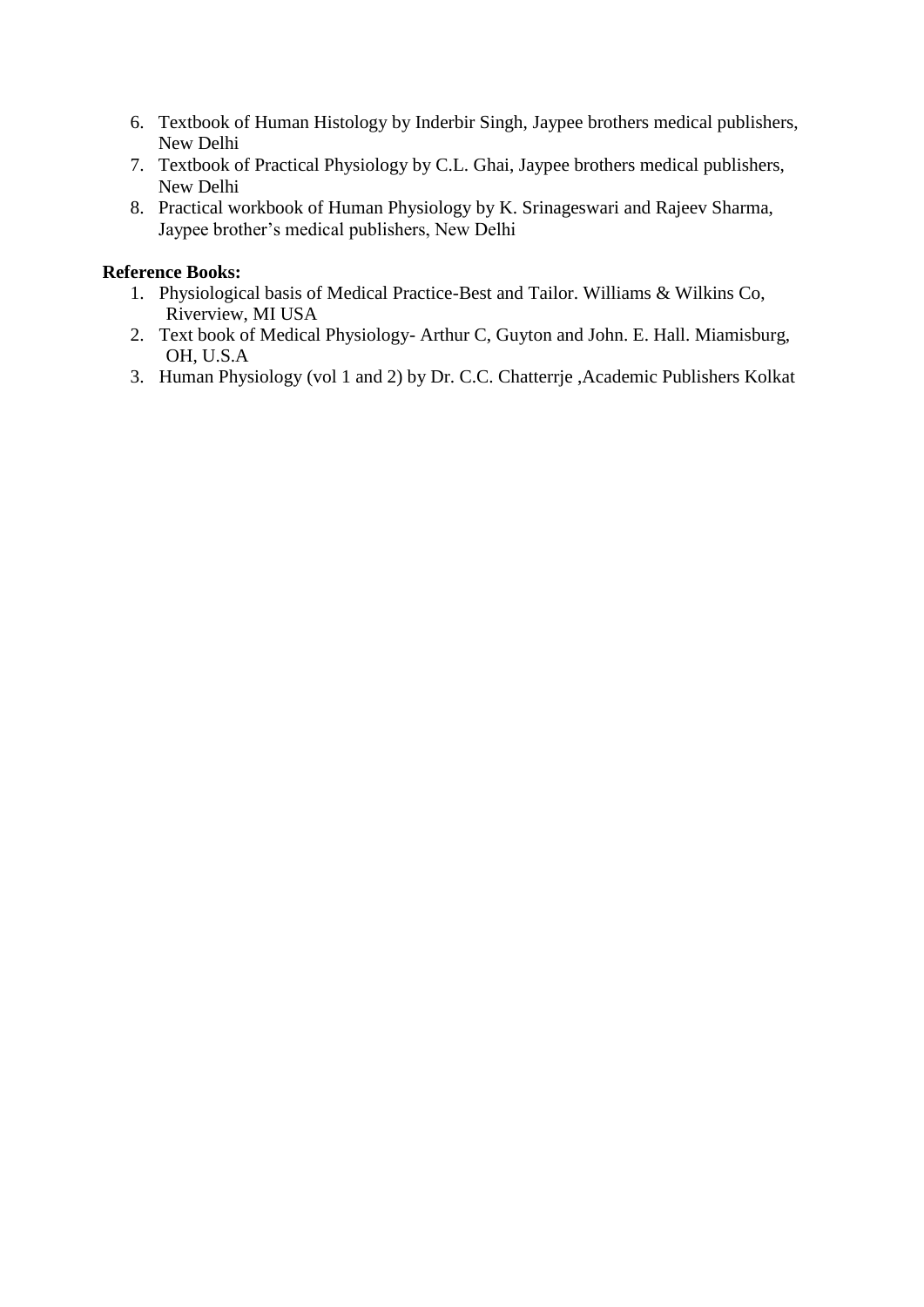6. Textbook of Human Histology by Inderbir Singh, Jaypee brothers medical publishers, New Delhi
7. Textbook of Practical Physiology by C.L. Ghai, Jaypee brothers medical publishers, New Delhi
8. Practical workbook of Human Physiology by K. Srinageswari and Rajeev Sharma, Jaypee brother's medical publishers, New Delhi

**Reference Books:**

1. Physiological basis of Medical Practice-Best and Tailor. Williams & Wilkins Co, Riverview, MI USA
2. Text book of Medical Physiology- Arthur C, Guyton and John. E. Hall. Miamisburg, OH, U.S.A
3. Human Physiology (vol 1 and 2) by Dr. C.C. Chatterrje ,Academic Publishers Kolkat